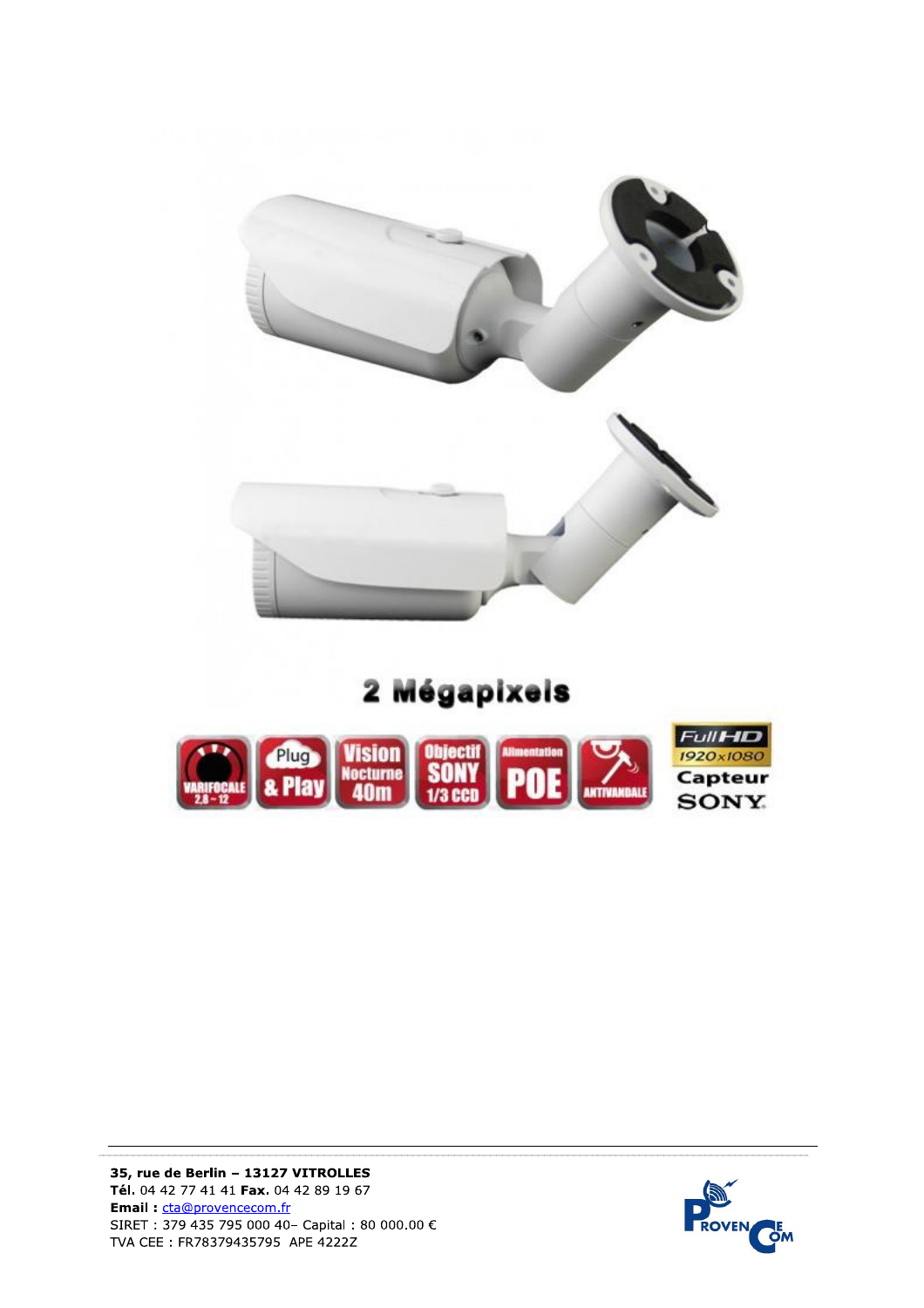**2 Mégapixels**

VARIFOCALE 2,8 ~ 12 | Plug & Play | Vision Nocturne 40m | Objectif SONY 1/3 CCD | Alimentation POE | ANTIVANDALE | Full HD 1920x1080 | Capteur SONY

**35, rue de Berlin – 13127 VITROLLES**
**Tél.** 04 42 77 41 41 **Fax.** 04 42 89 19 67
**Email :** cta@provencecom.fr
SIRET : 379 435 795 000 40– Capital : 80 000.00 €
TVA CEE : FR78379435795 APE 4222Z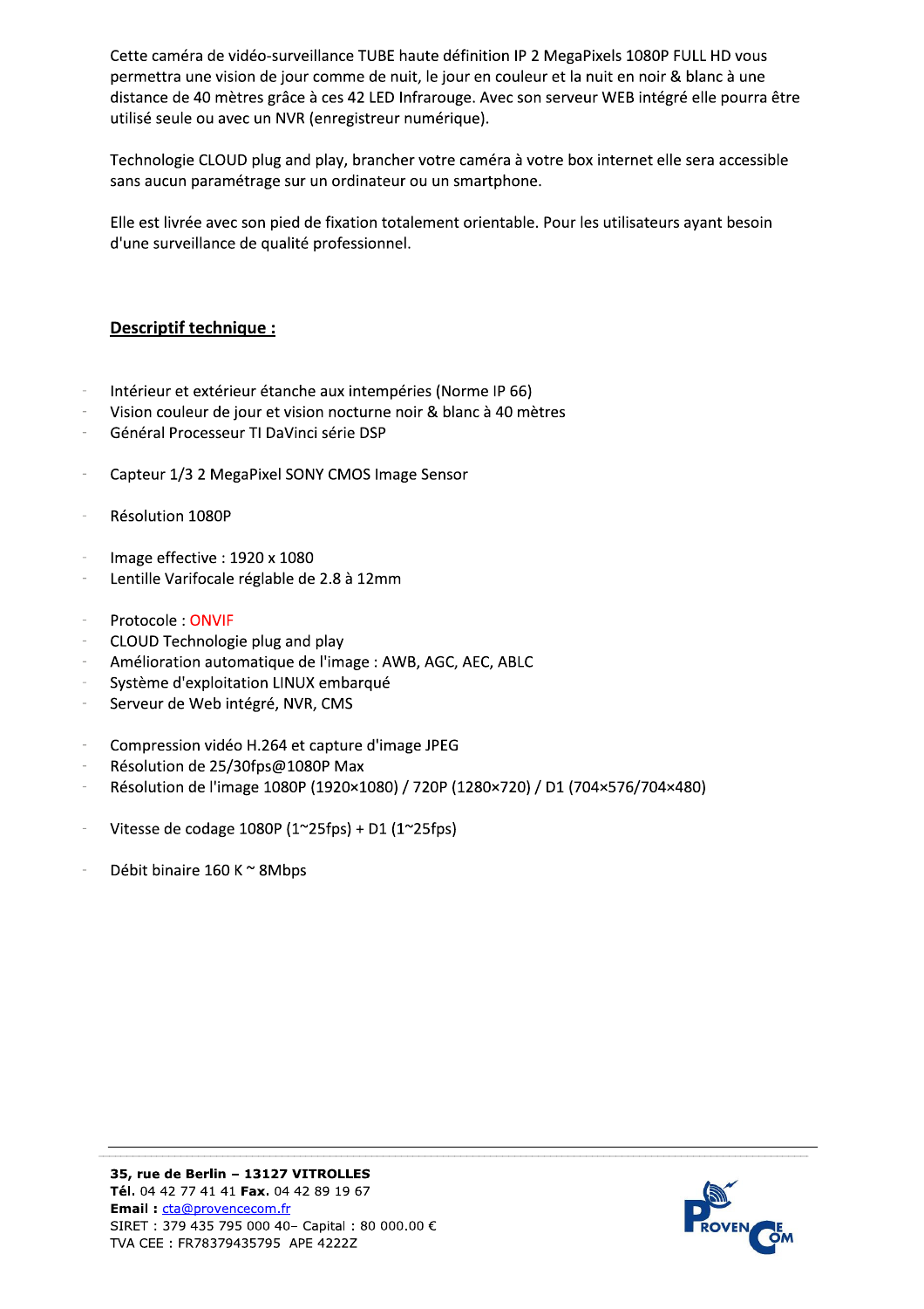Cette caméra de vidéo-surveillance TUBE haute définition IP 2 MegaPixels 1080P FULL HD vous permettra une vision de jour comme de nuit, le jour en couleur et la nuit en noir & blanc à une distance de 40 mètres grâce à ces 42 LED Infrarouge. Avec son serveur WEB intégré elle pourra être utilisé seule ou avec un NVR (enregistreur numérique).

Technologie CLOUD plug and play, brancher votre caméra à votre box internet elle sera accessible sans aucun paramétrage sur un ordinateur ou un smartphone.

Elle est livrée avec son pied de fixation totalement orientable. Pour les utilisateurs ayant besoin d'une surveillance de qualité professionnel.

**Descriptif technique :**

- Intérieur et extérieur étanche aux intempéries (Norme IP 66)
- Vision couleur de jour et vision nocturne noir & blanc à 40 mètres
- Général Processeur TI DaVinci série DSP
- Capteur 1/3 2 MegaPixel SONY CMOS Image Sensor
- Résolution 1080P
- Image effective : 1920 x 1080
- Lentille Varifocale réglable de 2.8 à 12mm
- Protocole : ONVIF
- CLOUD Technologie plug and play
- Amélioration automatique de l'image : AWB, AGC, AEC, ABLC
- Système d'exploitation LINUX embarqué
- Serveur de Web intégré, NVR, CMS
- Compression vidéo H.264 et capture d'image JPEG
- Résolution de 25/30fps@1080P Max
- Résolution de l'image 1080P (1920×1080) / 720P (1280×720) / D1 (704×576/704×480)
- Vitesse de codage 1080P (1~25fps) + D1 (1~25fps)
- Débit binaire 160 K ~ 8Mbps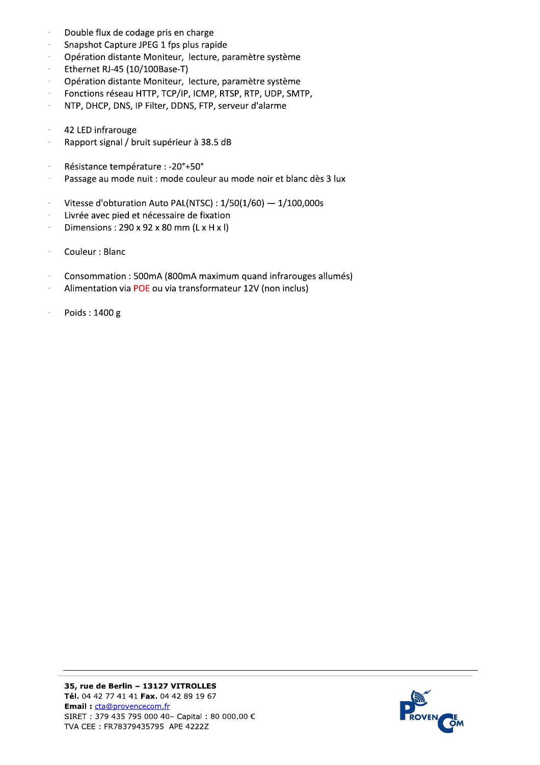- Double flux de codage pris en charge
- Snapshot Capture JPEG 1 fps plus rapide
- Opération distante Moniteur, lecture, paramètre système
- Ethernet RJ-45 (10/100Base-T)
- Opération distante Moniteur, lecture, paramètre système
- Fonctions réseau HTTP, TCP/IP, ICMP, RTSP, RTP, UDP, SMTP,
- NTP, DHCP, DNS, IP Filter, DDNS, FTP, serveur d'alarme

- 42 LED infrarouge
- Rapport signal / bruit supérieur à 38.5 dB

- Résistance température : -20°+50°
- Passage au mode nuit : mode couleur au mode noir et blanc dès 3 lux

- Vitesse d'obturation Auto PAL(NTSC) : 1/50(1/60) — 1/100,000s
- Livrée avec pied et nécessaire de fixation
- Dimensions : 290 x 92 x 80 mm (L x H x l)

- Couleur : Blanc

- Consommation : 500mA (800mA maximum quand infrarouges allumés)
- Alimentation via POE ou via transformateur 12V (non inclus)

- Poids : 1400 g

**35, rue de Berlin – 13127 VITROLLES**
**Tél.** 04 42 77 41 41 **Fax.** 04 42 89 19 67
**Email :** cta@provencecom.fr
SIRET : 379 435 795 000 40– Capital : 80 000.00 €
TVA CEE : FR78379435795 APE 4222Z